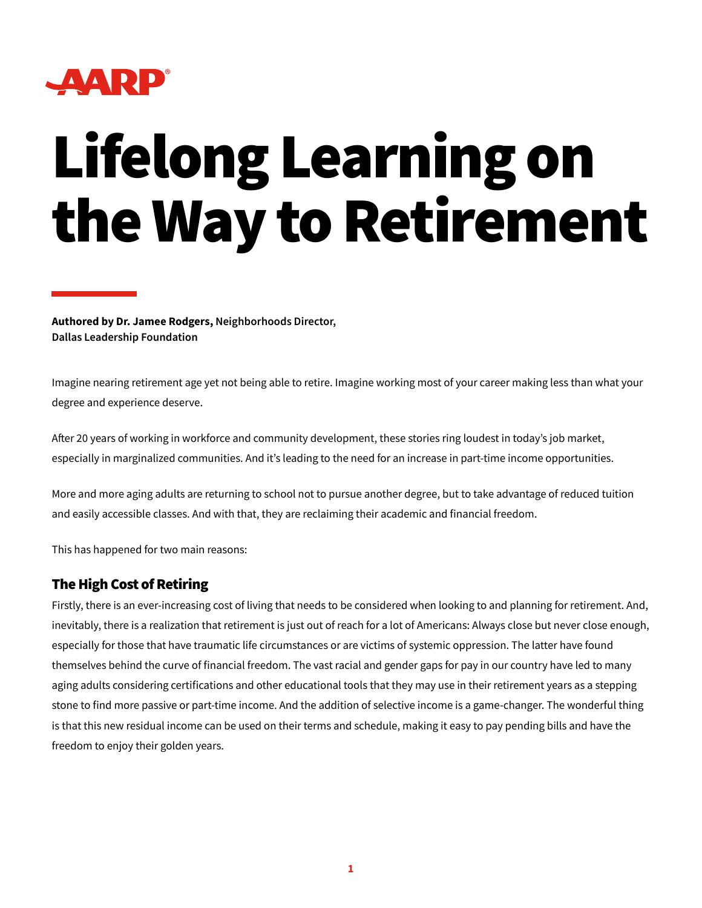AARP

# Lifelong Learning on the Way to Retirement

**Authored by Dr. Jamee Rodgers,** Neighborhoods Director, Dallas Leadership Foundation

Imagine nearing retirement age yet not being able to retire. Imagine working most of your career making less than what your degree and experience deserve.

After 20 years of working in workforce and community development, these stories ring loudest in today's job market, especially in marginalized communities. And it's leading to the need for an increase in part-time income opportunities.

More and more aging adults are returning to school not to pursue another degree, but to take advantage of reduced tuition and easily accessible classes. And with that, they are reclaiming their academic and financial freedom.

This has happened for two main reasons:

## The High Cost of Retiring

Firstly, there is an ever-increasing cost of living that needs to be considered when looking to and planning for retirement. And, inevitably, there is a realization that retirement is just out of reach for a lot of Americans: Always close but never close enough, especially for those that have traumatic life circumstances or are victims of systemic oppression. The latter have found themselves behind the curve of financial freedom. The vast racial and gender gaps for pay in our country have led to many aging adults considering certifications and other educational tools that they may use in their retirement years as a stepping stone to find more passive or part-time income. And the addition of selective income is a game-changer. The wonderful thing is that this new residual income can be used on their terms and schedule, making it easy to pay pending bills and have the freedom to enjoy their golden years.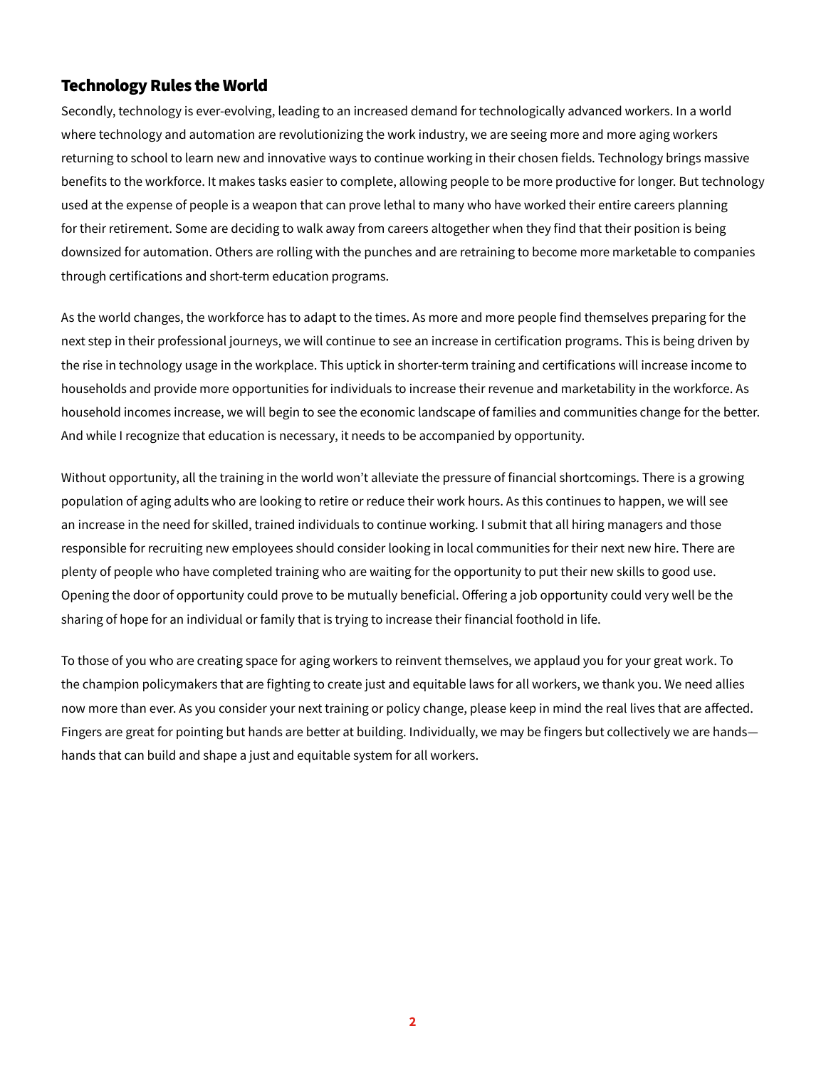## Technology Rules the World

Secondly, technology is ever-evolving, leading to an increased demand for technologically advanced workers. In a world where technology and automation are revolutionizing the work industry, we are seeing more and more aging workers returning to school to learn new and innovative ways to continue working in their chosen fields. Technology brings massive benefits to the workforce. It makes tasks easier to complete, allowing people to be more productive for longer. But technology used at the expense of people is a weapon that can prove lethal to many who have worked their entire careers planning for their retirement. Some are deciding to walk away from careers altogether when they find that their position is being downsized for automation. Others are rolling with the punches and are retraining to become more marketable to companies through certifications and short-term education programs.

As the world changes, the workforce has to adapt to the times. As more and more people find themselves preparing for the next step in their professional journeys, we will continue to see an increase in certification programs. This is being driven by the rise in technology usage in the workplace. This uptick in shorter-term training and certifications will increase income to households and provide more opportunities for individuals to increase their revenue and marketability in the workforce. As household incomes increase, we will begin to see the economic landscape of families and communities change for the better. And while I recognize that education is necessary, it needs to be accompanied by opportunity.

Without opportunity, all the training in the world won't alleviate the pressure of financial shortcomings. There is a growing population of aging adults who are looking to retire or reduce their work hours. As this continues to happen, we will see an increase in the need for skilled, trained individuals to continue working. I submit that all hiring managers and those responsible for recruiting new employees should consider looking in local communities for their next new hire. There are plenty of people who have completed training who are waiting for the opportunity to put their new skills to good use. Opening the door of opportunity could prove to be mutually beneficial. Offering a job opportunity could very well be the sharing of hope for an individual or family that is trying to increase their financial foothold in life.

To those of you who are creating space for aging workers to reinvent themselves, we applaud you for your great work. To the champion policymakers that are fighting to create just and equitable laws for all workers, we thank you. We need allies now more than ever. As you consider your next training or policy change, please keep in mind the real lives that are affected. Fingers are great for pointing but hands are better at building. Individually, we may be fingers but collectively we are hands—hands that can build and shape a just and equitable system for all workers.